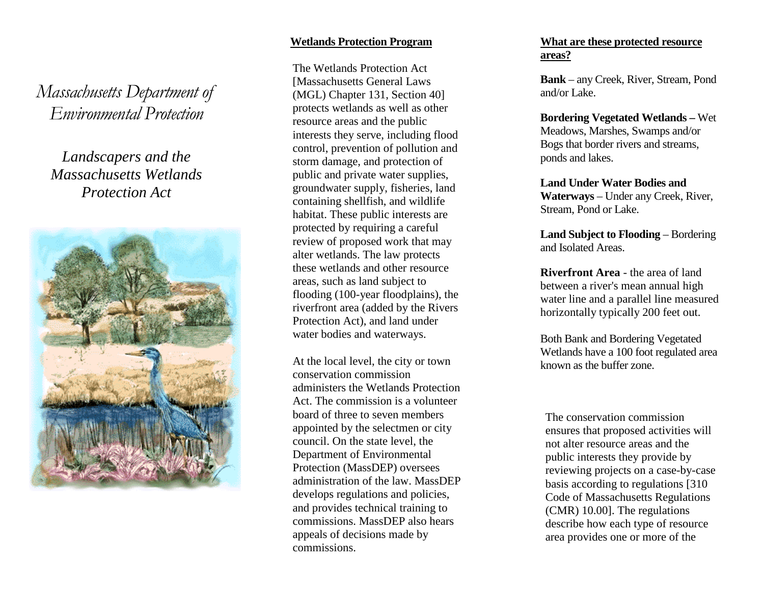# Massachusetts Department of Environmental Protection

## *Landscapers and the Massachusetts Wetlands Protection Act*

**Wetlands Protection Program**

The Wetlands Protection Act [Massachusetts General Laws (MGL) Chapter 131, Section 40] protects wetlands as well as other resource areas and the public interests they serve, including flood control, prevention of pollution and storm damage, and protection of public and private water supplies, groundwater supply, fisheries, land containing shellfish, and wildlife habitat. These public interests are protected by requiring a careful review of proposed work that may alter wetlands. The law protects these wetlands and other resource areas, such as land subject to flooding (100-year floodplains), the riverfront area (added by the Rivers Protection Act), and land under water bodies and waterways.

At the local level, the city or town conservation commission administers the Wetlands Protection Act. The commission is a volunteer board of three to seven members appointed by the selectmen or city council. On the state level, the Department of Environmental Protection (MassDEP) oversees administration of the law. MassDEP develops regulations and policies, and provides technical training to commissions. MassDEP also hears appeals of decisions made by commissions.

**What are these protected resource areas?**

**Bank** – any Creek, River, Stream, Pond and/or Lake.

**Bordering Vegetated Wetlands –** Wet Meadows, Marshes, Swamps and/or Bogs that border rivers and streams, ponds and lakes.

**Land Under Water Bodies and Waterways** – Under any Creek, River, Stream, Pond or Lake.

**Land Subject to Flooding** – Bordering and Isolated Areas.

**Riverfront Area** - the area of land between a river's mean annual high water line and a parallel line measured horizontally typically 200 feet out.

Both Bank and Bordering Vegetated Wetlands have a 100 foot regulated area known as the buffer zone.

The conservation commission ensures that proposed activities will not alter resource areas and the public interests they provide by reviewing projects on a case-by-case basis according to regulations [310 Code of Massachusetts Regulations (CMR) 10.00]. The regulations describe how each type of resource area provides one or more of the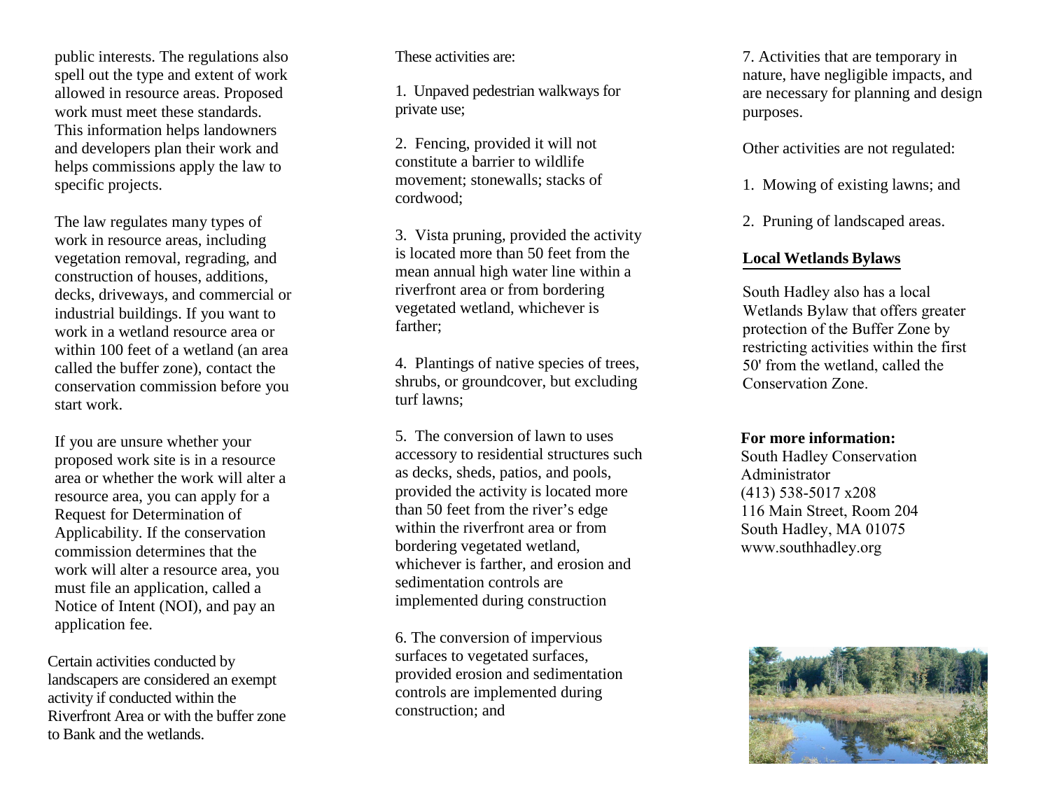public interests. The regulations also spell out the type and extent of work allowed in resource areas. Proposed work must meet these standards. This information helps landowners and developers plan their work and helps commissions apply the law to specific projects.

The law regulates many types of work in resource areas, including vegetation removal, regrading, and construction of houses, additions, decks, driveways, and commercial or industrial buildings. If you want to work in a wetland resource area or within 100 feet of a wetland (an area called the buffer zone), contact the conservation commission before you start work.

If you are unsure whether your proposed work site is in a resource area or whether the work will alter a resource area, you can apply for a Request for Determination of Applicability. If the conservation commission determines that the work will alter a resource area, you must file an application, called a Notice of Intent (NOI), and pay an application fee.

Certain activities conducted by landscapers are considered an exempt activity if conducted within the Riverfront Area or with the buffer zone to Bank and the wetlands.

These activities are:

1. Unpaved pedestrian walkways for private use;

2. Fencing, provided it will not constitute a barrier to wildlife movement; stonewalls; stacks of cordwood;

3. Vista pruning, provided the activity is located more than 50 feet from the mean annual high water line within a riverfront area or from bordering vegetated wetland, whichever is farther;

4. Plantings of native species of trees, shrubs, or groundcover, but excluding turf lawns;

5. The conversion of lawn to uses accessory to residential structures such as decks, sheds, patios, and pools, provided the activity is located more than 50 feet from the river's edge within the riverfront area or from bordering vegetated wetland, whichever is farther, and erosion and sedimentation controls are implemented during construction

6. The conversion of impervious surfaces to vegetated surfaces, provided erosion and sedimentation controls are implemented during construction; and

7. Activities that are temporary in nature, have negligible impacts, and are necessary for planning and design purposes.

Other activities are not regulated:

1. Mowing of existing lawns; and

2. Pruning of landscaped areas.

## Local Wetlands Bylaws

South Hadley also has a local Wetlands Bylaw that offers greater protection of the Buffer Zone by restricting activities within the first 50' from the wetland, called the Conservation Zone.

**For more information:**
South Hadley Conservation Administrator
(413) 538-5017 x208
116 Main Street, Room 204
South Hadley, MA 01075
www.southhadley.org